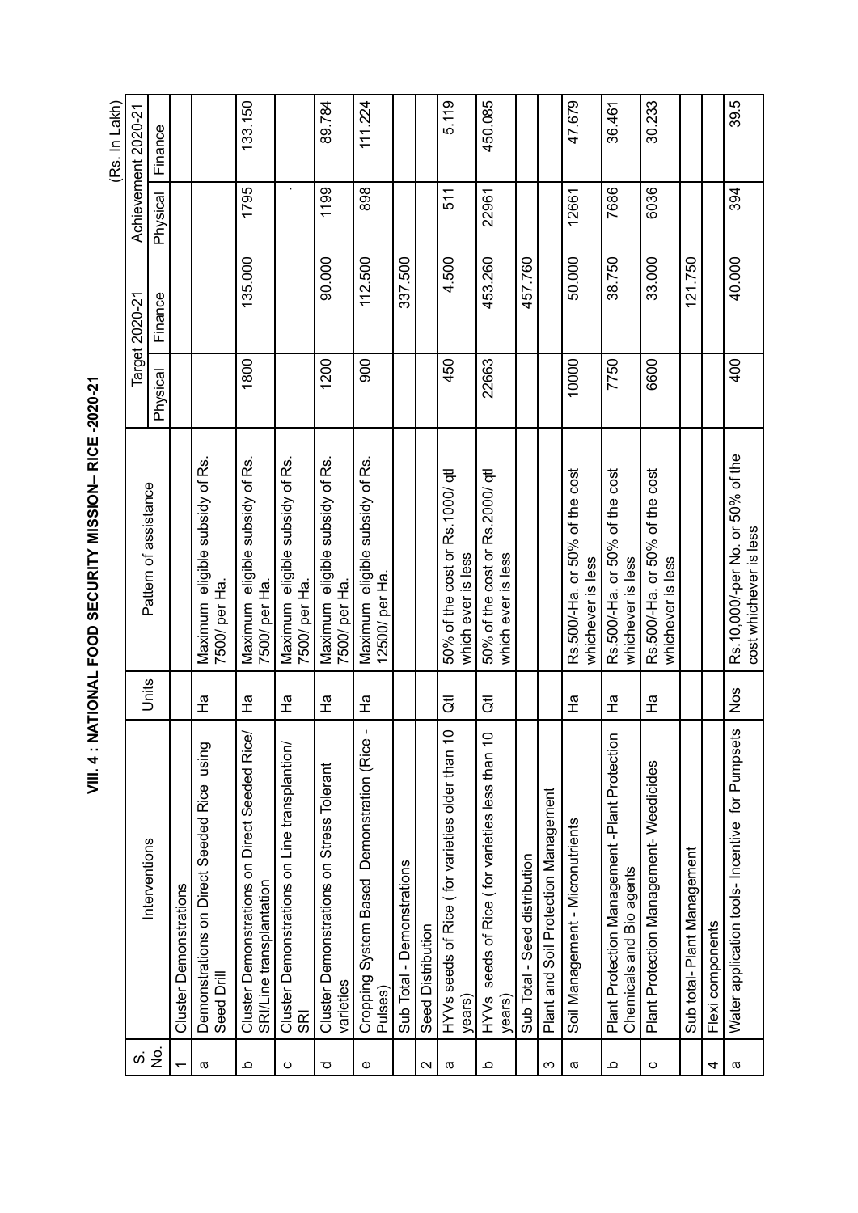# VIII. 4 : NATIONAL FOOD SECURITY MISSION– RICE -2020-21

(Rs. In Lakh)

| S. No. | Interventions | Units | Pattern of assistance | Target 2020-21 | | Achievement 2020-21 | |
|---|---|---|---|---|---|---|---|
| | | | | Physical | Finance | Physical | Finance |
| 1 | Cluster Demonstrations | | | | | | |
| a | Demonstrations on Direct Seeded Rice using Seed Drill | Ha | Maximum eligible subsidy of Rs. 7500/ per Ha. | | | | |
| b | Cluster Demonstrations on Direct Seeded Rice/ SRI/Line transplantation | Ha | Maximum eligible subsidy of Rs. 7500/ per Ha. | 1800 | 135.000 | 1795 | 133.150 |
| c | Cluster Demonstrations on Line transplantion/ SRI | Ha | Maximum eligible subsidy of Rs. 7500/ per Ha. | | | . | |
| d | Cluster Demonstrations on Stress Tolerant varieties | Ha | Maximum eligible subsidy of Rs. 7500/ per Ha. | 1200 | 90.000 | 1199 | 89.784 |
| e | Cropping System Based Demonstration (Rice - Pulses) | Ha | Maximum eligible subsidy of Rs. 12500/ per Ha. | 900 | 112.500 | 898 | 111.224 |
| | Sub Total - Demonstrations | | | | 337.500 | | |
| 2 | Seed Distribution | | | | | | |
| a | HYVs seeds of Rice ( for varieties older than 10 years) | Qtl | 50% of the cost or Rs.1000/ qtl which ever is less | 450 | 4.500 | 511 | 5.119 |
| b | HYVs seeds of Rice ( for varieties less than 10 years) | Qtl | 50% of the cost or Rs.2000/ qtl which ever is less | 22663 | 453.260 | 22961 | 450.085 |
| | Sub Total - Seed distribution | | | | 457.760 | | |
| 3 | Plant and Soil Protection Management | | | | | | |
| a | Soil Management - Micronutrients | Ha | Rs.500/-Ha. or 50% of the cost whichever is less | 10000 | 50.000 | 12661 | 47.679 |
| b | Plant Protection Management -Plant Protection Chemicals and Bio agents | Ha | Rs.500/-Ha. or 50% of the cost whichever is less | 7750 | 38.750 | 7686 | 36.461 |
| c | Plant Protection Management- Weedicides | Ha | Rs.500/-Ha. or 50% of the cost whichever is less | 6600 | 33.000 | 6036 | 30.233 |
| | Sub total- Plant Management | | | | 121.750 | | |
| 4 | Flexi components | | | | | | |
| a | Water application tools- Incentive for Pumpsets | Nos | Rs.10,000/-per No. or 50% of the cost whichever is less | 400 | 40.000 | 394 | 39.5 |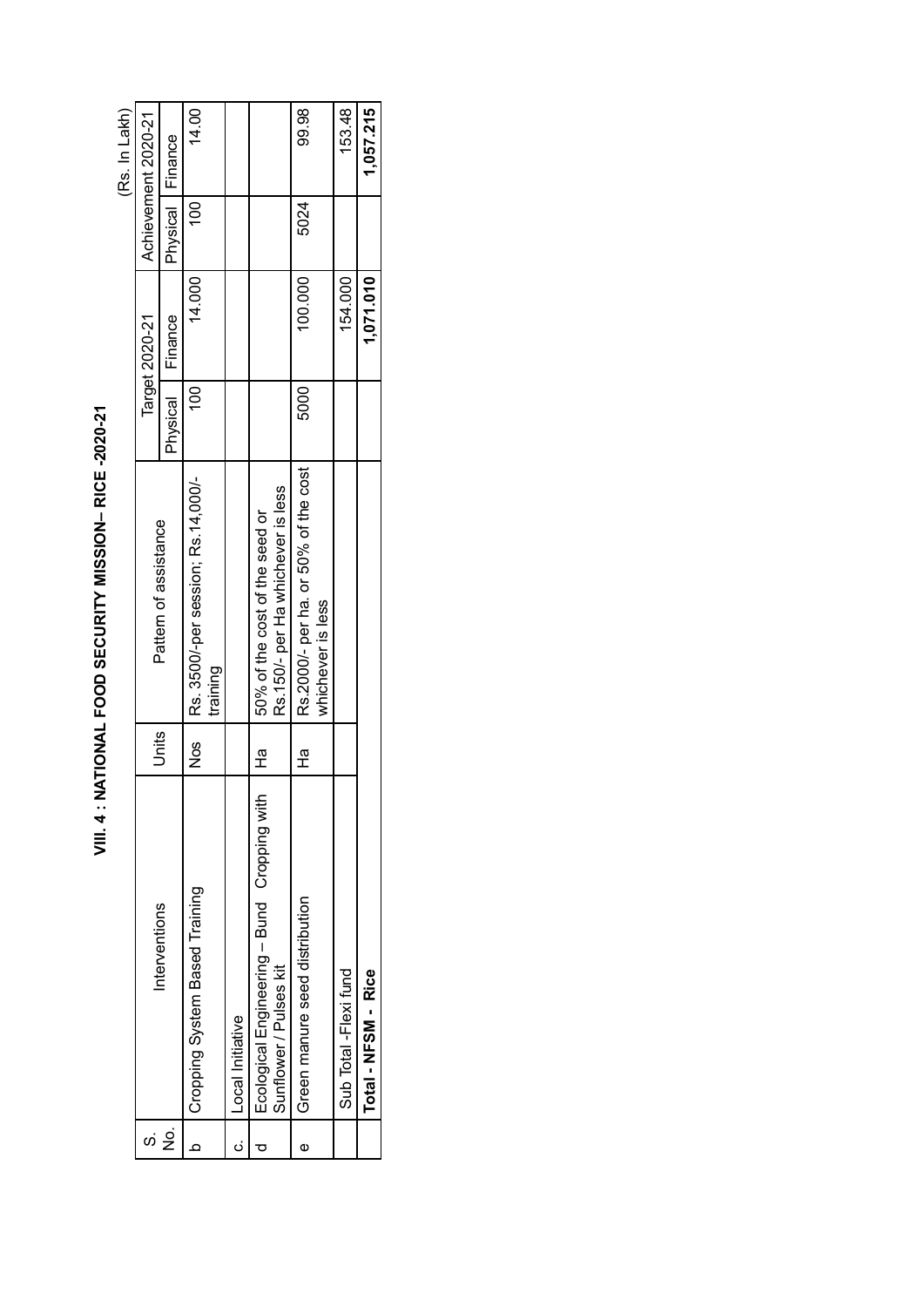# VIII. 4 : NATIONAL FOOD SECURITY MISSION– RICE -2020-21

(Rs. In Lakh)

| S. No. | Interventions | Units | Pattern of assistance | Target 2020-21 | | Achievement 2020-21 | |
|---|---|---|---|---|---|---|---|
| | | | | Physical | Finance | Physical | Finance |
| b | Cropping System Based Training | Nos | Rs. 3500/-per session; Rs.14,000/- training | 100 | 14.000 | 100 | 14.00 |
| c. | Local Initiative | | | | | | |
| d | Ecological Engineering – Bund Cropping with Sunflower / Pulses kit | Ha | 50% of the cost of the seed or Rs.150/- per Ha whichever is less | | | | |
| e | Green manure seed distribution | Ha | Rs.2000/- per ha. or 50% of the cost whichever is less | 5000 | 100.000 | 5024 | 99.98 |
| | Sub Total -Flexi fund | | | | 154.000 | | 153.48 |
| | **Total - NFSM - Rice** | | | | **1,071.010** | | **1,057.215** |